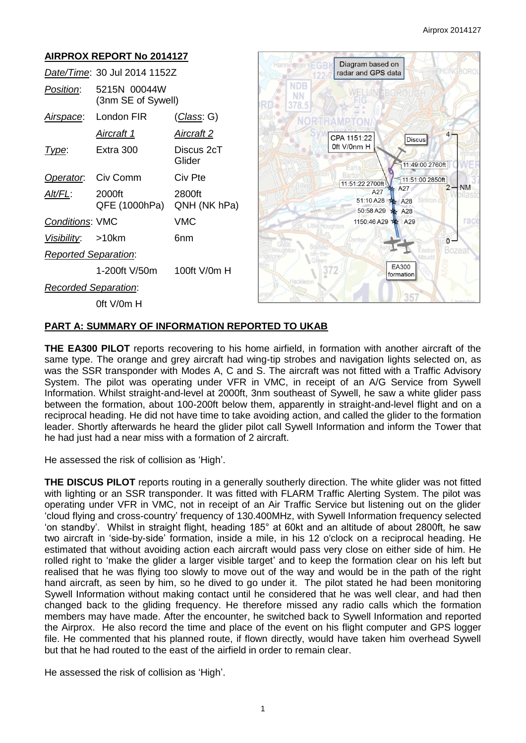## AIRPROX REPORT No 2014127

| | | |
|---|---|---|
| *Date/Time*: | 30 Jul 2014 1152Z | |
| *Position*: | 5215N 00044W (3nm SE of Sywell) | |
| *Airspace*: | London FIR | (*Class*: G) |
| | *Aircraft 1* | *Aircraft 2* |
| *Type*: | Extra 300 | Discus 2cT Glider |
| *Operator*: | Civ Comm | Civ Pte |
| *Alt/FL*: | 2000ft QFE (1000hPa) | 2800ft QNH (NK hPa) |
| *Conditions*: | VMC | VMC |
| *Visibility*: | >10km | 6nm |
| *Reported Separation*: | | |
| | 1-200ft V/50m | 100ft V/0m H |
| *Recorded Separation*: | | |
| | 0ft V/0m H | |

Diagram based on radar and GPS data

## PART A: SUMMARY OF INFORMATION REPORTED TO UKAB

**THE EA300 PILOT** reports recovering to his home airfield, in formation with another aircraft of the same type. The orange and grey aircraft had wing-tip strobes and navigation lights selected on, as was the SSR transponder with Modes A, C and S. The aircraft was not fitted with a Traffic Advisory System. The pilot was operating under VFR in VMC, in receipt of an A/G Service from Sywell Information. Whilst straight-and-level at 2000ft, 3nm southeast of Sywell, he saw a white glider pass between the formation, about 100-200ft below them, apparently in straight-and-level flight and on a reciprocal heading. He did not have time to take avoiding action, and called the glider to the formation leader. Shortly afterwards he heard the glider pilot call Sywell Information and inform the Tower that he had just had a near miss with a formation of 2 aircraft.

He assessed the risk of collision as 'High'.

**THE DISCUS PILOT** reports routing in a generally southerly direction. The white glider was not fitted with lighting or an SSR transponder. It was fitted with FLARM Traffic Alerting System. The pilot was operating under VFR in VMC, not in receipt of an Air Traffic Service but listening out on the glider 'cloud flying and cross-country' frequency of 130.400MHz, with Sywell Information frequency selected 'on standby'. Whilst in straight flight, heading 185° at 60kt and an altitude of about 2800ft, he saw two aircraft in 'side-by-side' formation, inside a mile, in his 12 o'clock on a reciprocal heading. He estimated that without avoiding action each aircraft would pass very close on either side of him. He rolled right to 'make the glider a larger visible target' and to keep the formation clear on his left but realised that he was flying too slowly to move out of the way and would be in the path of the right hand aircraft, as seen by him, so he dived to go under it. The pilot stated he had been monitoring Sywell Information without making contact until he considered that he was well clear, and had then changed back to the gliding frequency. He therefore missed any radio calls which the formation members may have made. After the encounter, he switched back to Sywell Information and reported the Airprox. He also record the time and place of the event on his flight computer and GPS logger file. He commented that his planned route, if flown directly, would have taken him overhead Sywell but that he had routed to the east of the airfield in order to remain clear.

He assessed the risk of collision as 'High'.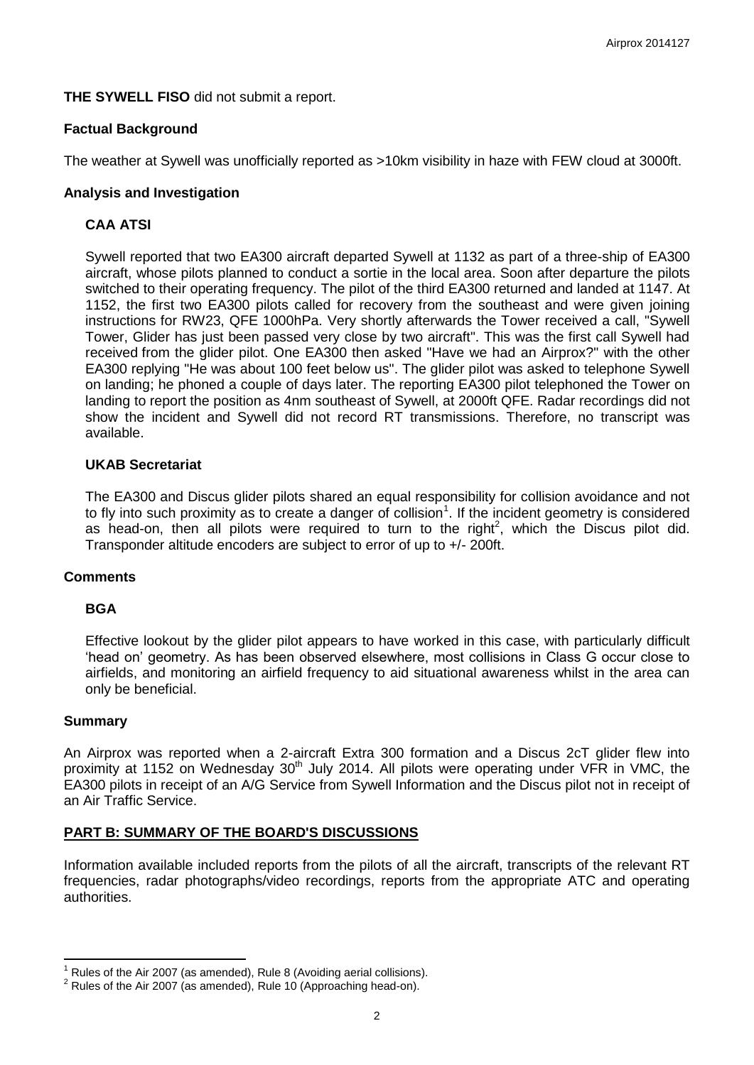**THE SYWELL FISO** did not submit a report.

## Factual Background

The weather at Sywell was unofficially reported as >10km visibility in haze with FEW cloud at 3000ft.

## Analysis and Investigation

### CAA ATSI

Sywell reported that two EA300 aircraft departed Sywell at 1132 as part of a three-ship of EA300 aircraft, whose pilots planned to conduct a sortie in the local area. Soon after departure the pilots switched to their operating frequency. The pilot of the third EA300 returned and landed at 1147. At 1152, the first two EA300 pilots called for recovery from the southeast and were given joining instructions for RW23, QFE 1000hPa. Very shortly afterwards the Tower received a call, "Sywell Tower, Glider has just been passed very close by two aircraft". This was the first call Sywell had received from the glider pilot. One EA300 then asked "Have we had an Airprox?" with the other EA300 replying "He was about 100 feet below us". The glider pilot was asked to telephone Sywell on landing; he phoned a couple of days later. The reporting EA300 pilot telephoned the Tower on landing to report the position as 4nm southeast of Sywell, at 2000ft QFE. Radar recordings did not show the incident and Sywell did not record RT transmissions. Therefore, no transcript was available.

### UKAB Secretariat

The EA300 and Discus glider pilots shared an equal responsibility for collision avoidance and not to fly into such proximity as to create a danger of collision[1]. If the incident geometry is considered as head-on, then all pilots were required to turn to the right[2], which the Discus pilot did. Transponder altitude encoders are subject to error of up to +/- 200ft.

## Comments

### BGA

Effective lookout by the glider pilot appears to have worked in this case, with particularly difficult 'head on' geometry. As has been observed elsewhere, most collisions in Class G occur close to airfields, and monitoring an airfield frequency to aid situational awareness whilst in the area can only be beneficial.

## Summary

An Airprox was reported when a 2-aircraft Extra 300 formation and a Discus 2cT glider flew into proximity at 1152 on Wednesday 30th July 2014. All pilots were operating under VFR in VMC, the EA300 pilots in receipt of an A/G Service from Sywell Information and the Discus pilot not in receipt of an Air Traffic Service.

## PART B: SUMMARY OF THE BOARD'S DISCUSSIONS

Information available included reports from the pilots of all the aircraft, transcripts of the relevant RT frequencies, radar photographs/video recordings, reports from the appropriate ATC and operating authorities.

---

[1] Rules of the Air 2007 (as amended), Rule 8 (Avoiding aerial collisions).

[2] Rules of the Air 2007 (as amended), Rule 10 (Approaching head-on).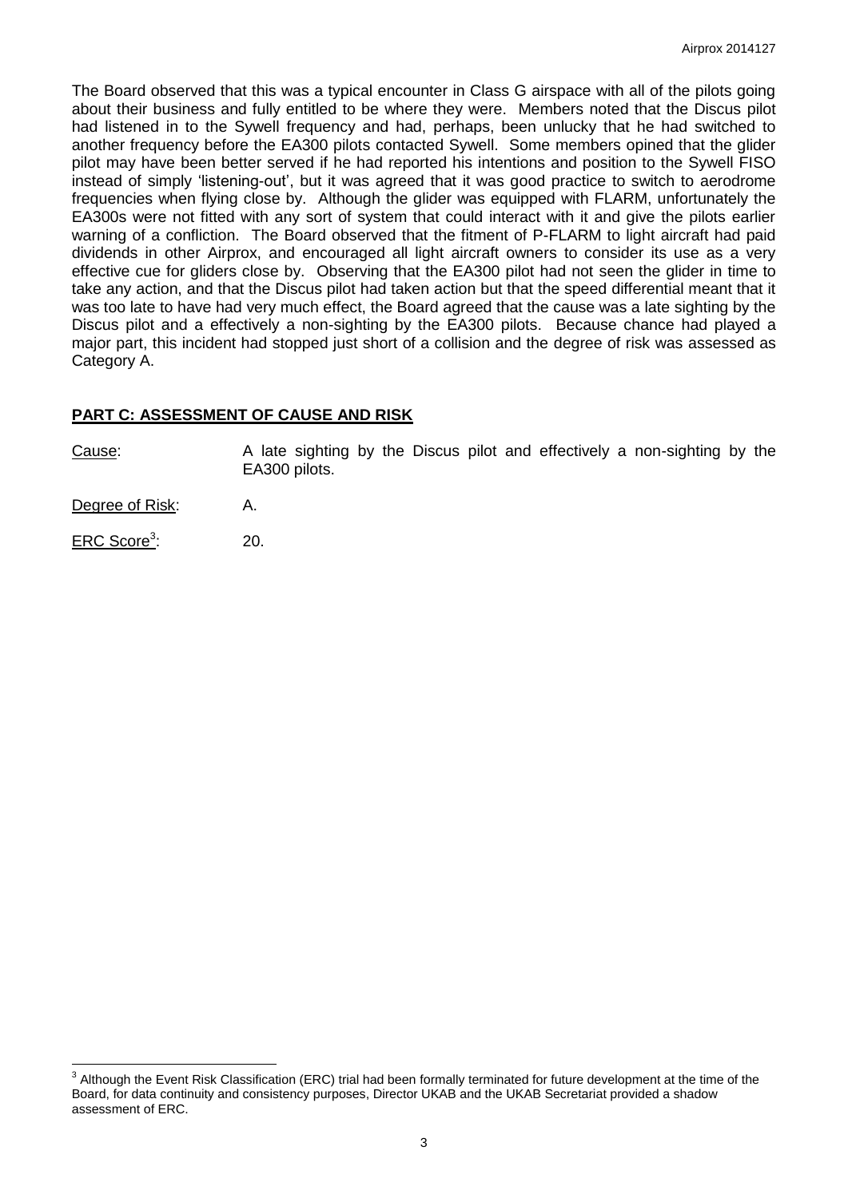The Board observed that this was a typical encounter in Class G airspace with all of the pilots going about their business and fully entitled to be where they were. Members noted that the Discus pilot had listened in to the Sywell frequency and had, perhaps, been unlucky that he had switched to another frequency before the EA300 pilots contacted Sywell. Some members opined that the glider pilot may have been better served if he had reported his intentions and position to the Sywell FISO instead of simply 'listening-out', but it was agreed that it was good practice to switch to aerodrome frequencies when flying close by. Although the glider was equipped with FLARM, unfortunately the EA300s were not fitted with any sort of system that could interact with it and give the pilots earlier warning of a confliction. The Board observed that the fitment of P-FLARM to light aircraft had paid dividends in other Airprox, and encouraged all light aircraft owners to consider its use as a very effective cue for gliders close by. Observing that the EA300 pilot had not seen the glider in time to take any action, and that the Discus pilot had taken action but that the speed differential meant that it was too late to have had very much effect, the Board agreed that the cause was a late sighting by the Discus pilot and a effectively a non-sighting by the EA300 pilots. Because chance had played a major part, this incident had stopped just short of a collision and the degree of risk was assessed as Category A.

## PART C: ASSESSMENT OF CAUSE AND RISK

Cause: A late sighting by the Discus pilot and effectively a non-sighting by the EA300 pilots.

Degree of Risk: A.

ERC Score[3]: 20.

[3] Although the Event Risk Classification (ERC) trial had been formally terminated for future development at the time of the Board, for data continuity and consistency purposes, Director UKAB and the UKAB Secretariat provided a shadow assessment of ERC.